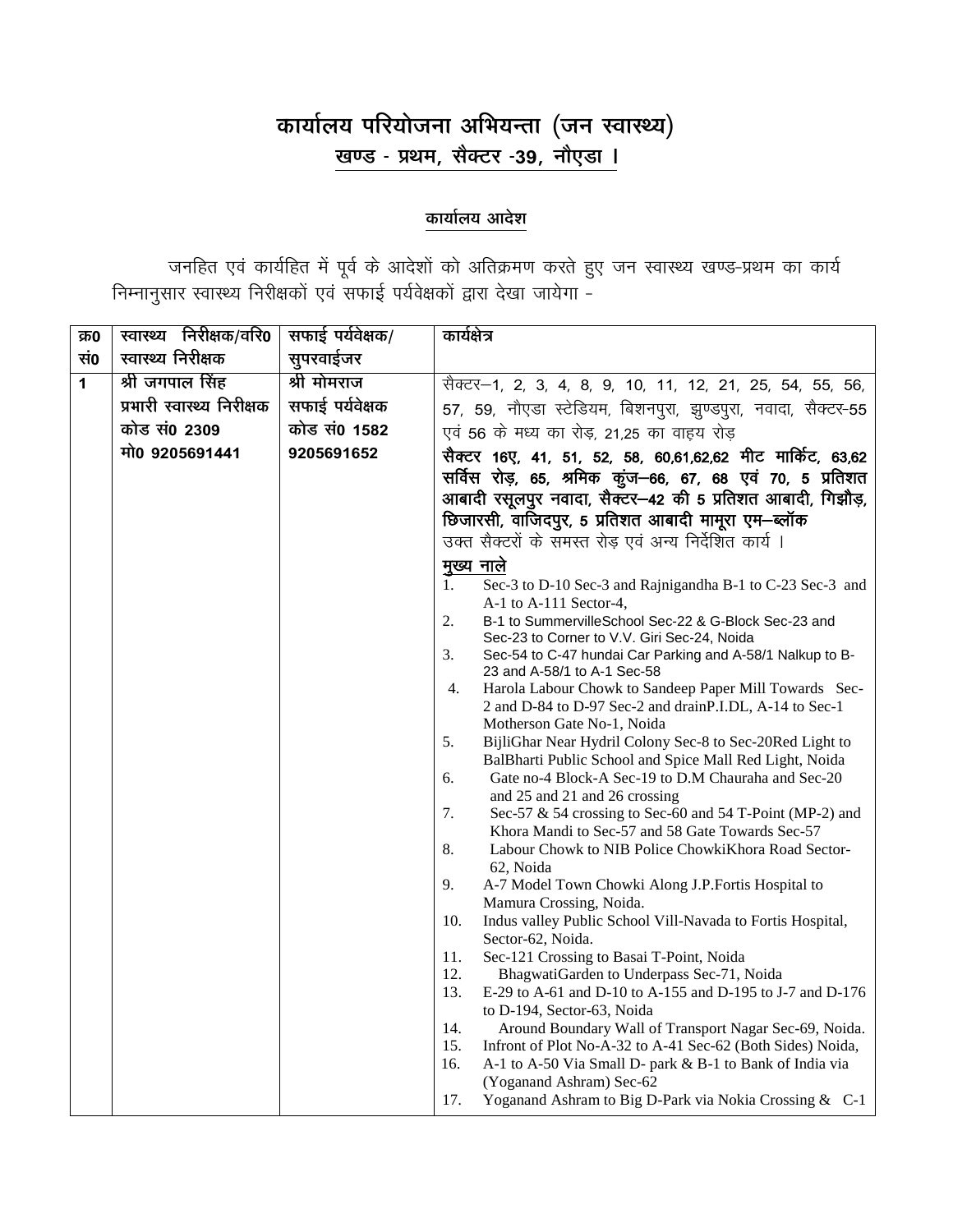# कार्यालय परियोजना अभियन्ता (जन स्वास्थ्य)
## खण्ड - प्रथम, सैक्टर -39, नौएडा ।

### कार्यालय आदेश

जनहित एवं कार्यहित में पूर्व के आदेशों को अतिक्रमण करते हुए जन स्वास्थ्य खण्ड-प्रथम का कार्य निम्नानुसार स्वास्थ्य निरीक्षकों एवं सफाई पर्यवेक्षकों द्वारा देखा जायेगा -

| क्र0 सं0 | स्वास्थ्य निरीक्षक/वरि0 स्वास्थ्य निरीक्षक | सफाई पर्यवेक्षक/ सुपरवाईजर | कार्यक्षेत्र |
|---|---|---|---|
| 1 | श्री जगपाल सिंह<br>प्रभारी स्वास्थ्य निरीक्षक<br>कोड सं0 2309<br>मो0 9205691441 | श्री मोमराज<br>सफाई पर्यवेक्षक<br>कोड सं0 1582<br>9205691652 | सैक्टर–1, 2, 3, 4, 8, 9, 10, 11, 12, 21, 25, 54, 55, 56, 57, 59, नौएडा स्टेडियम, बिशनपुरा, झुण्डपुरा, नवादा, सैक्टर-55 एवं 56 के मध्य का रोड़, 21,25 का वाहय रोड़<br>**सैक्टर 16ए, 41, 51, 52, 58, 60,61,62,62 मीट मार्किट, 63,62 सर्विस रोड़, 65, श्रमिक कुंज–66, 67, 68 एवं 70, 5 प्रतिशत आबादी रसूलपुर नवादा, सैक्टर–42 की 5 प्रतिशत आबादी, गिझौड़, छिजारसी, वाजिदपुर, 5 प्रतिशत आबादी मामूरा एम–ब्लॉक**<br>उक्त सैक्टरों के समस्त रोड़ एवं अन्य निर्देशित कार्य ।<br><br>**मुख्य नाले**<br>1. Sec-3 to D-10 Sec-3 and Rajnigandha B-1 to C-23 Sec-3 and A-1 to A-111 Sector-4,<br>2. B-1 to SummervilleSchool Sec-22 & G-Block Sec-23 and Sec-23 to Corner to V.V. Giri Sec-24, Noida<br>3. Sec-54 to C-47 hundai Car Parking and A-58/1 Nalkup to B-23 and A-58/1 to A-1 Sec-58<br>4. Harola Labour Chowk to Sandeep Paper Mill Towards Sec-2 and D-84 to D-97 Sec-2 and drainP.I.DL, A-14 to Sec-1 Motherson Gate No-1, Noida<br>5. BijliGhar Near Hydril Colony Sec-8 to Sec-20Red Light to BalBharti Public School and Spice Mall Red Light, Noida<br>6. Gate no-4 Block-A Sec-19 to D.M Chauraha and Sec-20 and 25 and 21 and 26 crossing<br>7. Sec-57 & 54 crossing to Sec-60 and 54 T-Point (MP-2) and Khora Mandi to Sec-57 and 58 Gate Towards Sec-57<br>8. Labour Chowk to NIB Police ChowkiKhora Road Sector-62, Noida<br>9. A-7 Model Town Chowki Along J.P.Fortis Hospital to Mamura Crossing, Noida.<br>10. Indus valley Public School Vill-Navada to Fortis Hospital, Sector-62, Noida.<br>11. Sec-121 Crossing to Basai T-Point, Noida<br>12. BhagwatiGarden to Underpass Sec-71, Noida<br>13. E-29 to A-61 and D-10 to A-155 and D-195 to J-7 and D-176 to D-194, Sector-63, Noida<br>14. Around Boundary Wall of Transport Nagar Sec-69, Noida.<br>15. Infront of Plot No-A-32 to A-41 Sec-62 (Both Sides) Noida,<br>16. A-1 to A-50 Via Small D- park & B-1 to Bank of India via (Yoganand Ashram) Sec-62<br>17. Yoganand Ashram to Big D-Park via Nokia Crossing & C-1 |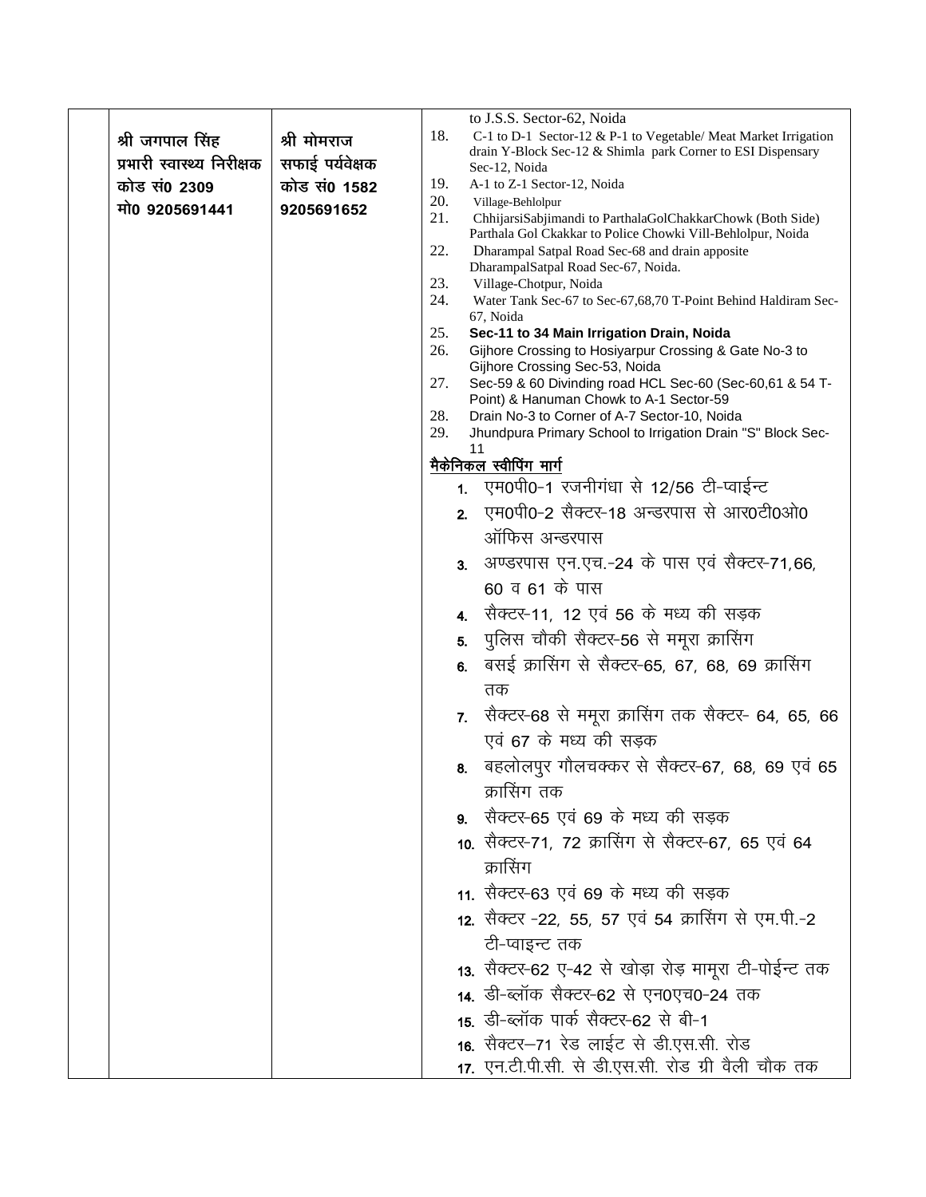| | | | |
|---|---|---|---|
| | श्री जगपाल सिंह<br>प्रभारी स्वास्थ्य निरीक्षक<br>कोड सं0 2309<br>मो0 9205691441 | श्री मोमराज<br>सफाई पर्यवेक्षक<br>कोड सं0 1582<br>9205691652 | to J.S.S. Sector-62, Noida<br>18. C-1 to D-1 Sector-12 & P-1 to Vegetable/ Meat Market Irrigation drain Y-Block Sec-12 & Shimla park Corner to ESI Dispensary Sec-12, Noida<br>19. A-1 to Z-1 Sector-12, Noida<br>20. Village-Behlolpur<br>21. ChhijarsiSabjimandi to ParthalaGolChakkarChowk (Both Side) Parthala Gol Ckakkar to Police Chowki Vill-Behlolpur, Noida<br>22. Dharampal Satpal Road Sec-68 and drain apposite DharampalSatpal Road Sec-67, Noida.<br>23. Village-Chotpur, Noida<br>24. Water Tank Sec-67 to Sec-67,68,70 T-Point Behind Haldiram Sec-67, Noida<br>25. **Sec-11 to 34 Main Irrigation Drain, Noida**<br>26. Gijhore Crossing to Hosiyarpur Crossing & Gate No-3 to Gijhore Crossing Sec-53, Noida<br>27. Sec-59 & 60 Divinding road HCL Sec-60 (Sec-60,61 & 54 T-Point) & Hanuman Chowk to A-1 Sector-59<br>28. Drain No-3 to Corner of A-7 Sector-10, Noida<br>29. Jhundpura Primary School to Irrigation Drain "S" Block Sec-11<br>**<u>मैकेनिकल स्वीपिंग मार्ग</u>**<br>1. एम0पी0-1 रजनीगंधा से 12/56 टी-प्वाईन्ट<br>2. एम0पी0-2 सैक्टर-18 अन्डरपास से आर0टी0ओ0 ऑफिस अन्डरपास<br>3. अण्डरपास एन.एच.-24 के पास एवं सैक्टर-71,66, 60 व 61 के पास<br>4. सैक्टर-11, 12 एवं 56 के मध्य की सड़क<br>5. पुलिस चौकी सैक्टर-56 से ममूरा क्रासिंग<br>6. बसई क्रासिंग से सैक्टर-65, 67, 68, 69 क्रासिंग तक<br>7. सैक्टर-68 से ममूरा क्रासिंग तक सैक्टर- 64, 65, 66 एवं 67 के मध्य की सड़क<br>8. बहलोलपुर गौलचक्कर से सैक्टर-67, 68, 69 एवं 65 क्रासिंग तक<br>9. सैक्टर-65 एवं 69 के मध्य की सड़क<br>10. सैक्टर-71, 72 क्रासिंग से सैक्टर-67, 65 एवं 64 क्रासिंग<br>11. सैक्टर-63 एवं 69 के मध्य की सड़क<br>12. सैक्टर -22, 55, 57 एवं 54 क्रासिंग से एम.पी.-2 टी-प्वाइन्ट तक<br>13. सैक्टर-62 ए-42 से खोड़ा रोड़ मामूरा टी-पोईन्ट तक<br>14. डी-ब्लॉक सैक्टर-62 से एन0एच0-24 तक<br>15. डी-ब्लॉक पार्क सैक्टर-62 से बी-1<br>16. सैक्टर–71 रेड लाईट से डी.एस.सी. रोड<br>17. एन.टी.पी.सी. से डी.एस.सी. रोड ग्री वैली चौक तक |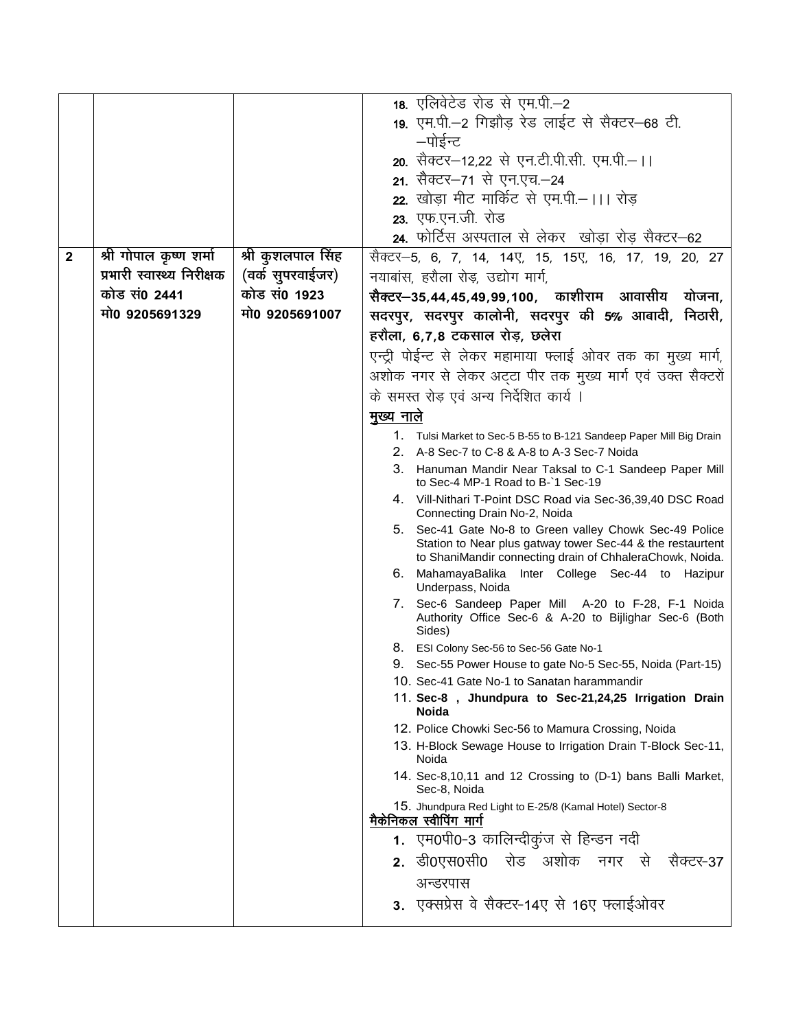| | | | |
|---|---|---|---|
| | | | 18. एलिवेटेड रोड से एम.पी.–2<br>19. एम.पी.–2 गिझौड़ रेड लाईट से सैक्टर–68 टी.–पोईन्ट<br>20. सैक्टर–12,22 से एन.टी.पी.सी. एम.पी.– ।।<br>21. सैक्टर–71 से एन.एच.–24<br>22. खोड़ा मीट मार्किट से एम.पी.– ।।। रोड़<br>23. एफ.एन.जी. रोड<br>24. फोर्टिस अस्पताल से लेकर खोड़ा रोड़ सैक्टर–62 |
| 2 | **श्री गोपाल कृष्ण शर्मा**<br>**प्रभारी स्वास्थ्य निरीक्षक**<br>**कोड सं0 2441**<br>**मो0 9205691329** | **श्री कुशलपाल सिंह**<br>**(वर्क सुपरवाईजर)**<br>**कोड सं0 1923**<br>**मो0 9205691007** | सैक्टर–5, 6, 7, 14, 14ए, 15, 15ए, 16, 17, 19, 20, 27 नयाबांस, हरौला रोड़, उद्योग मार्ग, **सैक्टर–35,44,45,49,99,100, काशीराम आवासीय योजना, सदरपुर, सदरपुर कालोनी, सदरपुर की 5% आबादी, निठारी, हरौला, 6,7,8 टकसाल रोड़, छलेरा**<br>एन्ट्री पोईन्ट से लेकर महामाया फ्लाई ओवर तक का मुख्य मार्ग, अशोक नगर से लेकर अट्टा पीर तक मुख्य मार्ग एवं उक्त सैक्टरों के समस्त रोड़ एवं अन्य निर्देशित कार्य ।<br>**<u>मुख्य नाले</u>**<br>1. Tulsi Market to Sec-5 B-55 to B-121 Sandeep Paper Mill Big Drain<br>2. A-8 Sec-7 to C-8 & A-8 to A-3 Sec-7 Noida<br>3. Hanuman Mandir Near Taksal to C-1 Sandeep Paper Mill to Sec-4 MP-1 Road to B-`1 Sec-19<br>4. Vill-Nithari T-Point DSC Road via Sec-36,39,40 DSC Road Connecting Drain No-2, Noida<br>5. Sec-41 Gate No-8 to Green valley Chowk Sec-49 Police Station to Near plus gatway tower Sec-44 & the restaurtent to ShaniMandir connecting drain of ChhaleraChowk, Noida.<br>6. MahamayaBalika Inter College Sec-44 to Hazipur Underpass, Noida<br>7. Sec-6 Sandeep Paper Mill A-20 to F-28, F-1 Noida Authority Office Sec-6 & A-20 to Bijlighar Sec-6 (Both Sides)<br>8. ESI Colony Sec-56 to Sec-56 Gate No-1<br>9. Sec-55 Power House to gate No-5 Sec-55, Noida (Part-15)<br>10. Sec-41 Gate No-1 to Sanatan harammandir<br>11. **Sec-8 , Jhundpura to Sec-21,24,25 Irrigation Drain Noida**<br>12. Police Chowki Sec-56 to Mamura Crossing, Noida<br>13. H-Block Sewage House to Irrigation Drain T-Block Sec-11, Noida<br>14. Sec-8,10,11 and 12 Crossing to (D-1) bans Balli Market, Sec-8, Noida<br>15. Jhundpura Red Light to E-25/8 (Kamal Hotel) Sector-8<br>**<u>मैकेनिकल स्वीपिंग मार्ग</u>**<br>1. एम0पी0-3 कालिन्दीकुंज से हिन्डन नदी<br>2. डी0एस0सी0 रोड अशोक नगर से सैक्टर-37 अन्डरपास<br>3. एक्सप्रेस वे सैक्टर-14ए से 16ए फ्लाईओवर |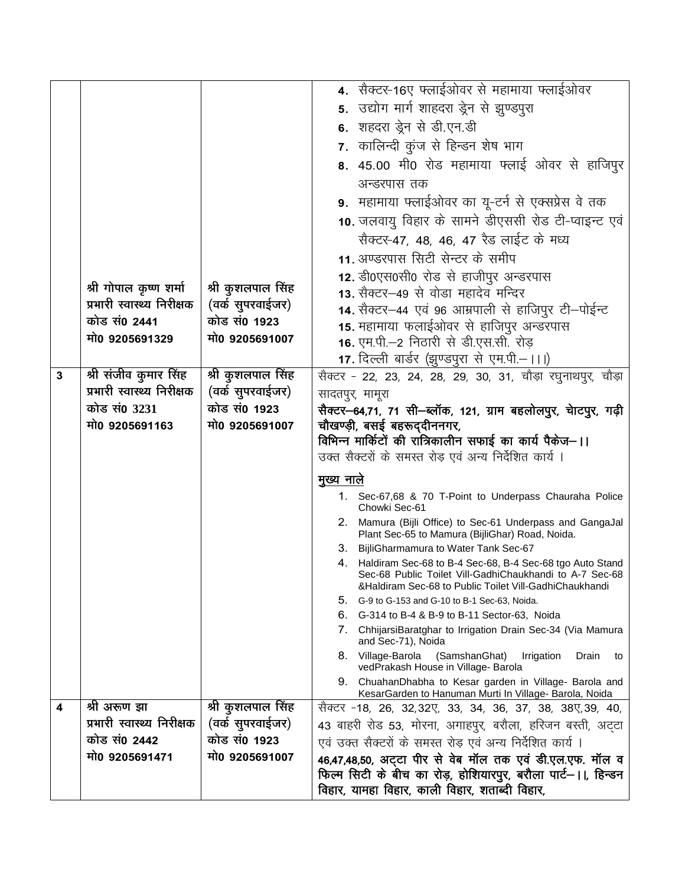| | | | |
|---|---|---|---|
| | श्री गोपाल कृष्ण शर्मा<br>प्रभारी स्वास्थ्य निरीक्षक<br>कोड सं0 2441<br>मो0 9205691329 | श्री कुशलपाल सिंह<br>(वर्क सुपरवाईजर)<br>कोड सं0 1923<br>मो0 9205691007 | 4. सैक्टर-16ए फ्लाईओवर से महामाया फ्लाईओवर<br>5. उद्योग मार्ग शाहदरा ड्रेन से झुण्डपुरा<br>6. शहदरा ड्रेन से डी.एन.डी<br>7. कालिन्दी कुंज से हिन्डन शेष भाग<br>8. 45.00 मी0 रोड महामाया फ्लाई ओवर से हाजिपुर अन्डरपास तक<br>9. महामाया फ्लाईओवर का यू-टर्न से एक्सप्रेस वे तक<br>10. जलवायु विहार के सामने डीएससी रोड टी-प्वाइन्ट एवं सैक्टर-47, 48, 46, 47 रैड लाईट के मध्य<br>11. अण्डरपास सिटी सेन्टर के समीप<br>12. डी0एस0सी0 रोड से हाजीपुर अन्डरपास<br>13. सैक्टर–49 से वोडा महादेव मन्दिर<br>14. सैक्टर–44 एवं 96 आम्रपाली से हाजिपुर टी–पोईन्ट<br>15. महामाया फलाईओवर से हाजिपुर अन्डरपास<br>16. एम.पी.–2 निठारी से डी.एस.सी. रोड़<br>17. दिल्ली बार्डर (झुण्डपुरा से एम.पी.– I I I) |
| 3 | श्री संजीव कुमार सिंह<br>प्रभारी स्वास्थ्य निरीक्षक<br>कोड सं0 3231<br>मो0 9205691163 | श्री कुशलपाल सिंह<br>(वर्क सुपरवाईजर)<br>कोड सं0 1923<br>मो0 9205691007 | सैक्टर - 22, 23, 24, 28, 29, 30, 31, चौड़ा रघुनाथपुर, चौड़ा सादतपुर, मामूरा<br>**सैक्टर–64,71, 71 सी–ब्लॉक, 121, ग्राम बहलोलपुर, चोटपुर, गढ़ी चौखण्डी, बसई बहरूद्दीननगर,**<br>**विभिन्न मार्किटों की रात्रिकालीन सफाई का कार्य पैकेज– I I**<br>उक्त सैक्टरों के समस्त रोड़ एवं अन्य निर्देशित कार्य ।<br><br>**<u>मुख्य नाले</u>**<br>1. Sec-67,68 & 70 T-Point to Underpass Chauraha Police Chowki Sec-61<br>2. Mamura (Bijli Office) to Sec-61 Underpass and GangaJal Plant Sec-65 to Mamura (BijliGhar) Road, Noida.<br>3. BijliGharmamura to Water Tank Sec-67<br>4. Haldiram Sec-68 to B-4 Sec-68, B-4 Sec-68 tgo Auto Stand Sec-68 Public Toilet Vill-GadhiChaukhandi to A-7 Sec-68 &Haldiram Sec-68 to Public Toilet Vill-GadhiChaukhandi<br>5. G-9 to G-153 and G-10 to B-1 Sec-63, Noida.<br>6. G-314 to B-4 & B-9 to B-11 Sector-63, Noida<br>7. ChhijarsiBaratghar to Irrigation Drain Sec-34 (Via Mamura and Sec-71), Noida<br>8. Village-Barola (SamshanGhat) Irrigation Drain to vedPrakash House in Village- Barola<br>9. ChuahanDhabha to Kesar garden in Village- Barola and KesarGarden to Hanuman Murti In Village- Barola, Noida |
| 4 | श्री अरूण झा<br>प्रभारी स्वास्थ्य निरीक्षक<br>कोड सं0 2442<br>मो0 9205691471 | श्री कुशलपाल सिंह<br>(वर्क सुपरवाईजर)<br>कोड सं0 1923<br>मो0 9205691007 | सैक्टर -18, 26, 32,32ए, 33, 34, 36, 37, 38, 38ए,39, 40, 43 बाहरी रोड 53, मोरना, अगाहपुर, बरौला, हरिजन बस्ती, अट्टा एवं उक्त सैक्टरों के समस्त रोड़ एवं अन्य निर्देशित कार्य ।<br>**46,47,48,50, अट्टा पीर से वेब मॉल तक एवं डी.एल.एफ. मॉल व फिल्म सिटी के बीच का रोड़, होशियारपुर, बरौला पार्ट– I I, हिन्डन विहार, यामहा विहार, काली विहार, शताब्दी विहार,** |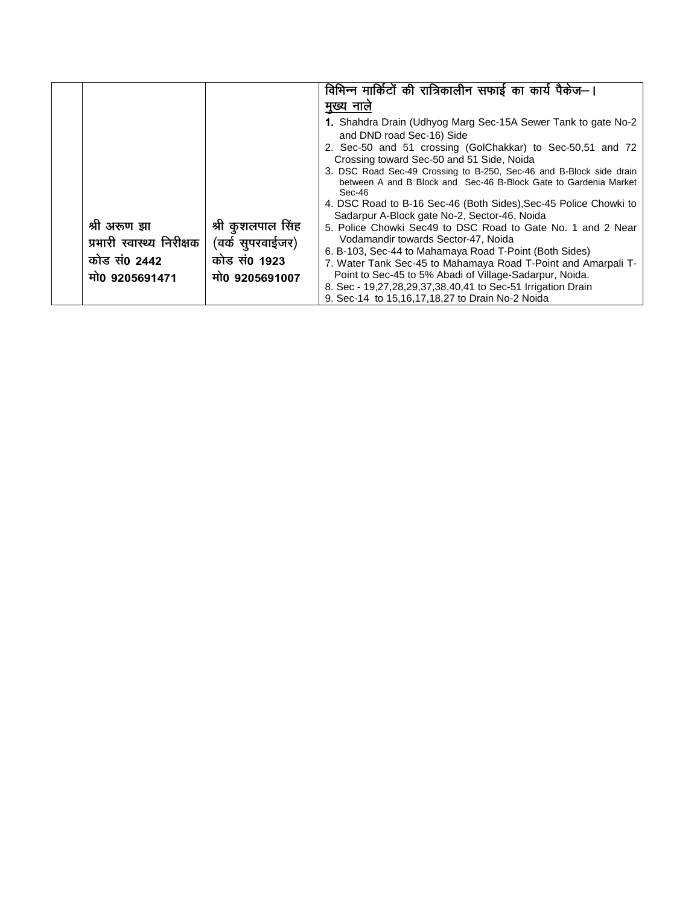| | | | |
|---|---|---|---|
| | श्री अरूण झा<br>प्रभारी स्वास्थ्य निरीक्षक<br>कोड सं0 2442<br>मो0 9205691471 | श्री कुशलपाल सिंह<br>(वर्क सुपरवाईजर)<br>कोड सं0 1923<br>मो0 9205691007 | **विभिन्न मार्किटों की रात्रिकालीन सफाई का कार्य पैकेज–I**<br>**मुख्य नाले**<br>**1.** Shahdra Drain (Udhyog Marg Sec-15A Sewer Tank to gate No-2 and DND road Sec-16) Side<br>2. Sec-50 and 51 crossing (GolChakkar) to Sec-50,51 and 72 Crossing toward Sec-50 and 51 Side, Noida<br>3. DSC Road Sec-49 Crossing to B-250, Sec-46 and B-Block side drain between A and B Block and Sec-46 B-Block Gate to Gardenia Market Sec-46<br>4. DSC Road to B-16 Sec-46 (Both Sides),Sec-45 Police Chowki to Sadarpur A-Block gate No-2, Sector-46, Noida<br>5. Police Chowki Sec49 to DSC Road to Gate No. 1 and 2 Near Vodamandir towards Sector-47, Noida<br>6. B-103, Sec-44 to Mahamaya Road T-Point (Both Sides)<br>7. Water Tank Sec-45 to Mahamaya Road T-Point and Amarpali T-Point to Sec-45 to 5% Abadi of Village-Sadarpur, Noida.<br>8. Sec - 19,27,28,29,37,38,40,41 to Sec-51 Irrigation Drain<br>9. Sec-14 to 15,16,17,18,27 to Drain No-2 Noida |